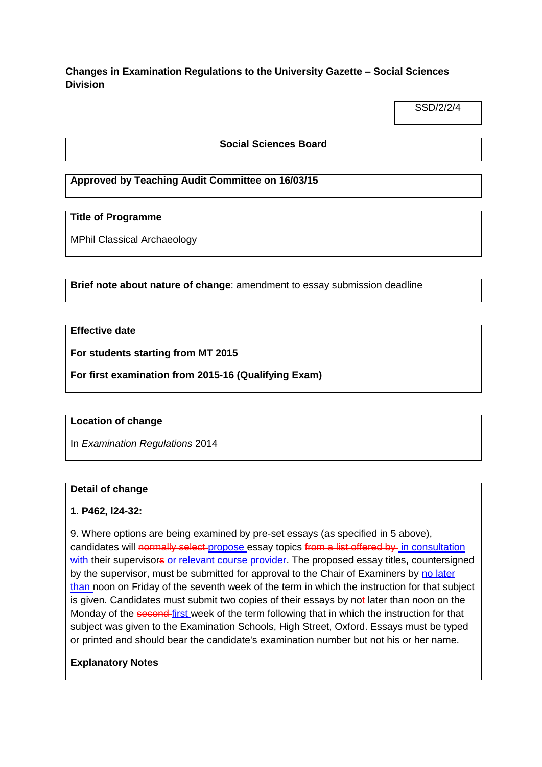**Changes in Examination Regulations to the University Gazette – Social Sciences Division**

SSD/2/2/4

**Social Sciences Board**

**Approved by Teaching Audit Committee on 16/03/15**

**Title of Programme**

MPhil Classical Archaeology

**Brief note about nature of change**: amendment to essay submission deadline

**Effective date**

**For students starting from MT 2015**

**For first examination from 2015-16 (Qualifying Exam)**

**Location of change**

In *Examination Regulations* 2014

**Detail of change**

**1. P462, l24-32:**

9. Where options are being examined by pre-set essays (as specified in 5 above), candidates will ~~normally select~~ propose essay topics ~~from a list offered by~~ in consultation with their supervisor~~s~~ or relevant course provider. The proposed essay titles, countersigned by the supervisor, must be submitted for approval to the Chair of Examiners by no later than noon on Friday of the seventh week of the term in which the instruction for that subject is given. Candidates must submit two copies of their essays by no~~t~~ later than noon on the Monday of the ~~second~~ first week of the term following that in which the instruction for that subject was given to the Examination Schools, High Street, Oxford. Essays must be typed or printed and should bear the candidate's examination number but not his or her name.

**Explanatory Notes**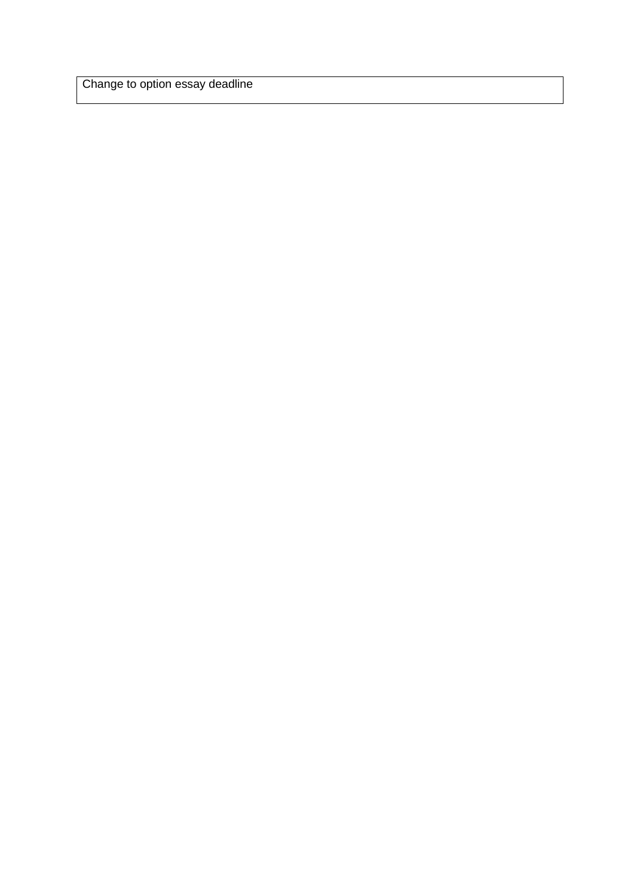Change to option essay deadline